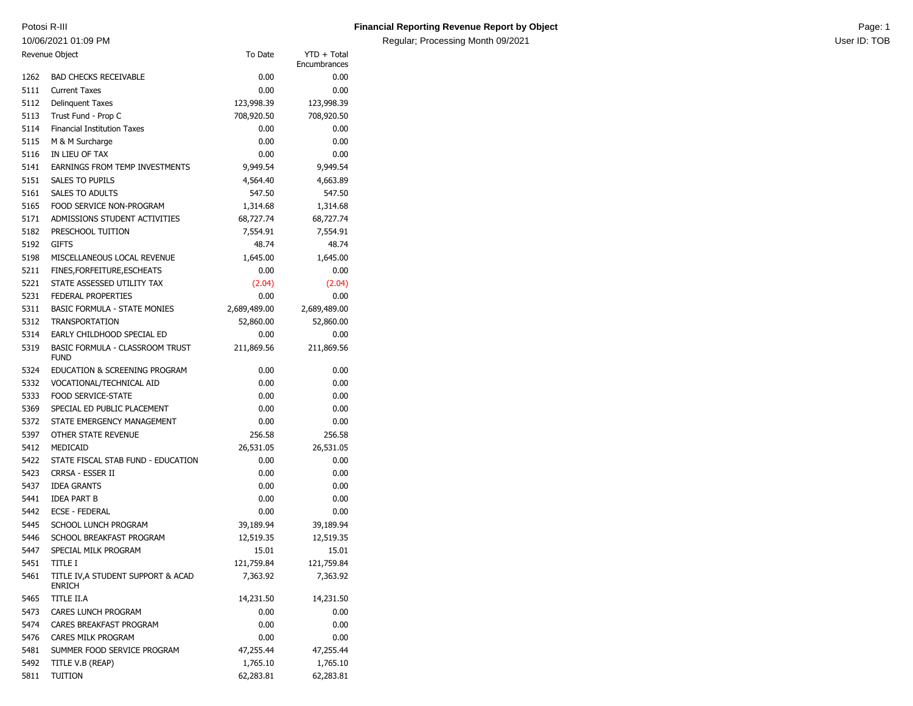Potosi R-III

10/06/2021 01:09 PM

# Financial Reporting Revenue Report by Object

Regular; Processing Month 09/2021

User ID: TOB

| | Revenue Object | To Date | YTD + Total Encumbrances |
|---|---|---|---|
| 1262 | BAD CHECKS RECEIVABLE | 0.00 | 0.00 |
| 5111 | Current Taxes | 0.00 | 0.00 |
| 5112 | Delinquent Taxes | 123,998.39 | 123,998.39 |
| 5113 | Trust Fund - Prop C | 708,920.50 | 708,920.50 |
| 5114 | Financial Institution Taxes | 0.00 | 0.00 |
| 5115 | M & M Surcharge | 0.00 | 0.00 |
| 5116 | IN LIEU OF TAX | 0.00 | 0.00 |
| 5141 | EARNINGS FROM TEMP INVESTMENTS | 9,949.54 | 9,949.54 |
| 5151 | SALES TO PUPILS | 4,564.40 | 4,663.89 |
| 5161 | SALES TO ADULTS | 547.50 | 547.50 |
| 5165 | FOOD SERVICE NON-PROGRAM | 1,314.68 | 1,314.68 |
| 5171 | ADMISSIONS STUDENT ACTIVITIES | 68,727.74 | 68,727.74 |
| 5182 | PRESCHOOL TUITION | 7,554.91 | 7,554.91 |
| 5192 | GIFTS | 48.74 | 48.74 |
| 5198 | MISCELLANEOUS LOCAL REVENUE | 1,645.00 | 1,645.00 |
| 5211 | FINES,FORFEITURE,ESCHEATS | 0.00 | 0.00 |
| 5221 | STATE ASSESSED UTILITY TAX | (2.04) | (2.04) |
| 5231 | FEDERAL PROPERTIES | 0.00 | 0.00 |
| 5311 | BASIC FORMULA - STATE MONIES | 2,689,489.00 | 2,689,489.00 |
| 5312 | TRANSPORTATION | 52,860.00 | 52,860.00 |
| 5314 | EARLY CHILDHOOD SPECIAL ED | 0.00 | 0.00 |
| 5319 | BASIC FORMULA - CLASSROOM TRUST FUND | 211,869.56 | 211,869.56 |
| 5324 | EDUCATION & SCREENING PROGRAM | 0.00 | 0.00 |
| 5332 | VOCATIONAL/TECHNICAL AID | 0.00 | 0.00 |
| 5333 | FOOD SERVICE-STATE | 0.00 | 0.00 |
| 5369 | SPECIAL ED PUBLIC PLACEMENT | 0.00 | 0.00 |
| 5372 | STATE EMERGENCY MANAGEMENT | 0.00 | 0.00 |
| 5397 | OTHER STATE REVENUE | 256.58 | 256.58 |
| 5412 | MEDICAID | 26,531.05 | 26,531.05 |
| 5422 | STATE FISCAL STAB FUND - EDUCATION | 0.00 | 0.00 |
| 5423 | CRRSA - ESSER II | 0.00 | 0.00 |
| 5437 | IDEA GRANTS | 0.00 | 0.00 |
| 5441 | IDEA PART B | 0.00 | 0.00 |
| 5442 | ECSE - FEDERAL | 0.00 | 0.00 |
| 5445 | SCHOOL LUNCH PROGRAM | 39,189.94 | 39,189.94 |
| 5446 | SCHOOL BREAKFAST PROGRAM | 12,519.35 | 12,519.35 |
| 5447 | SPECIAL MILK PROGRAM | 15.01 | 15.01 |
| 5451 | TITLE I | 121,759.84 | 121,759.84 |
| 5461 | TITLE IV,A STUDENT SUPPORT & ACAD ENRICH | 7,363.92 | 7,363.92 |
| 5465 | TITLE II.A | 14,231.50 | 14,231.50 |
| 5473 | CARES LUNCH PROGRAM | 0.00 | 0.00 |
| 5474 | CARES BREAKFAST PROGRAM | 0.00 | 0.00 |
| 5476 | CARES MILK PROGRAM | 0.00 | 0.00 |
| 5481 | SUMMER FOOD SERVICE PROGRAM | 47,255.44 | 47,255.44 |
| 5492 | TITLE V.B (REAP) | 1,765.10 | 1,765.10 |
| 5811 | TUITION | 62,283.81 | 62,283.81 |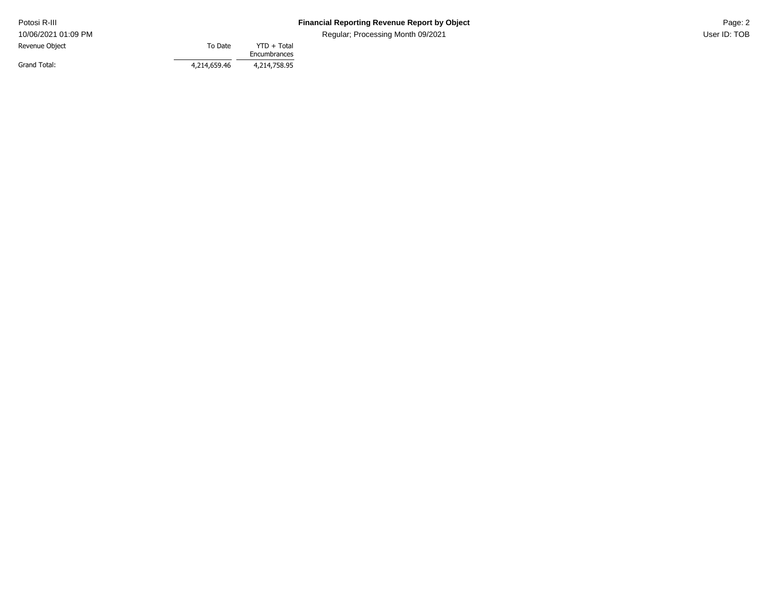| Revenue Object | To Date | YTD + Total Encumbrances |
|---|---|---|
| Grand Total: | 4,214,659.46 | 4,214,758.95 |